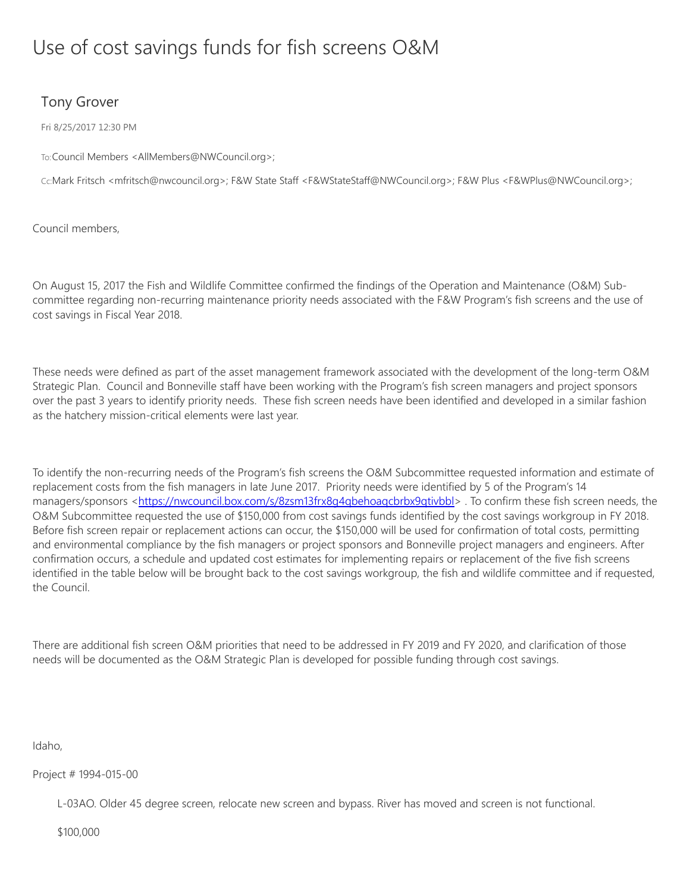# Use of cost savings funds for fish screens O&M

## Tony Grover

Fri 8/25/2017 12:30 PM

To: Council Members <AllMembers@NWCouncil.org>;

Cc: Mark Fritsch <mfritsch@nwcouncil.org>; F&W State Staff <F&WStateStaff@NWCouncil.org>; F&W Plus <F&WPlus@NWCouncil.org>;

Council members,

On August 15, 2017 the Fish and Wildlife Committee confirmed the findings of the Operation and Maintenance (O&M) Sub-committee regarding non-recurring maintenance priority needs associated with the F&W Program's fish screens and the use of cost savings in Fiscal Year 2018.

These needs were defined as part of the asset management framework associated with the development of the long-term O&M Strategic Plan. Council and Bonneville staff have been working with the Program's fish screen managers and project sponsors over the past 3 years to identify priority needs. These fish screen needs have been identified and developed in a similar fashion as the hatchery mission-critical elements were last year.

To identify the non-recurring needs of the Program's fish screens the O&M Subcommittee requested information and estimate of replacement costs from the fish managers in late June 2017. Priority needs were identified by 5 of the Program's 14 managers/sponsors <https://nwcouncil.box.com/s/8zsm13frx8g4qbehoaqcbrbx9qtivbbl> . To confirm these fish screen needs, the O&M Subcommittee requested the use of $150,000 from cost savings funds identified by the cost savings workgroup in FY 2018. Before fish screen repair or replacement actions can occur, the $150,000 will be used for confirmation of total costs, permitting and environmental compliance by the fish managers or project sponsors and Bonneville project managers and engineers. After confirmation occurs, a schedule and updated cost estimates for implementing repairs or replacement of the five fish screens identified in the table below will be brought back to the cost savings workgroup, the fish and wildlife committee and if requested, the Council.

There are additional fish screen O&M priorities that need to be addressed in FY 2019 and FY 2020, and clarification of those needs will be documented as the O&M Strategic Plan is developed for possible funding through cost savings.

Idaho,

Project # 1994-015-00

L-03AO. Older 45 degree screen, relocate new screen and bypass. River has moved and screen is not functional.

$100,000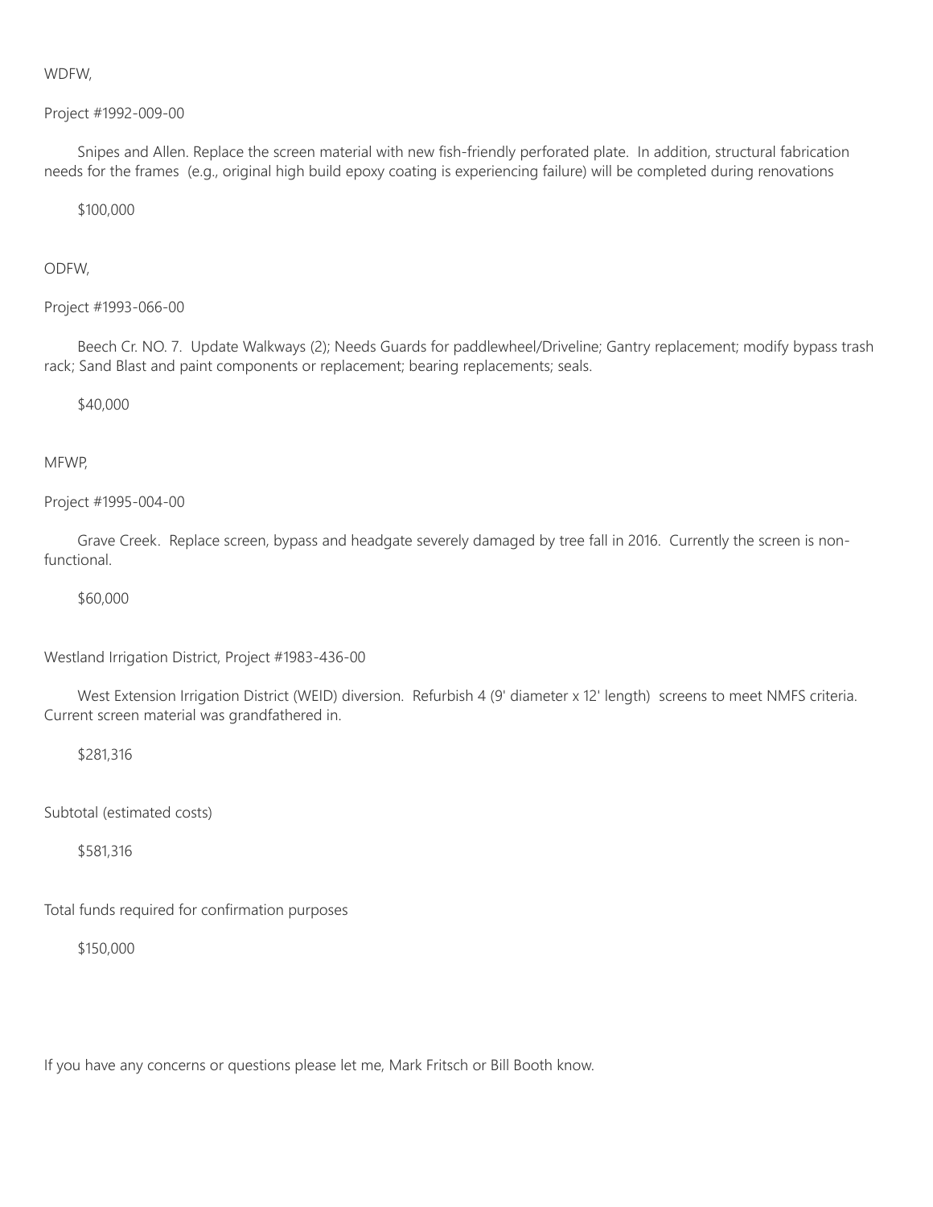WDFW,

Project #1992-009-00

Snipes and Allen. Replace the screen material with new fish-friendly perforated plate. In addition, structural fabrication needs for the frames (e.g., original high build epoxy coating is experiencing failure) will be completed during renovations

$100,000

ODFW,

Project #1993-066-00

Beech Cr. NO. 7. Update Walkways (2); Needs Guards for paddlewheel/Driveline; Gantry replacement; modify bypass trash rack; Sand Blast and paint components or replacement; bearing replacements; seals.

$40,000

MFWP,

Project #1995-004-00

Grave Creek. Replace screen, bypass and headgate severely damaged by tree fall in 2016. Currently the screen is non-functional.

$60,000

Westland Irrigation District, Project #1983-436-00

West Extension Irrigation District (WEID) diversion. Refurbish 4 (9' diameter x 12' length) screens to meet NMFS criteria. Current screen material was grandfathered in.

$281,316

Subtotal (estimated costs)

$581,316

Total funds required for confirmation purposes

$150,000

If you have any concerns or questions please let me, Mark Fritsch or Bill Booth know.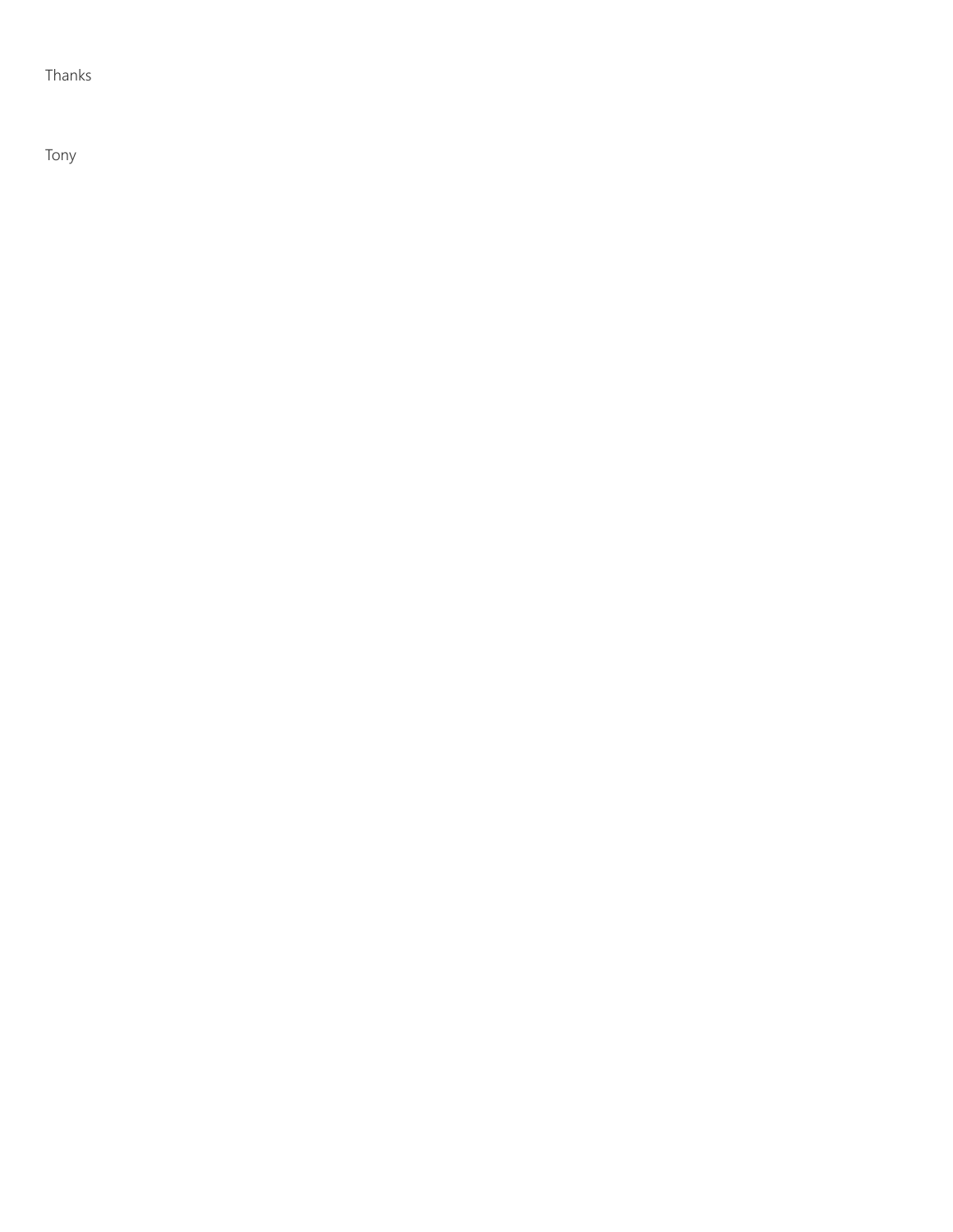Thanks

Tony